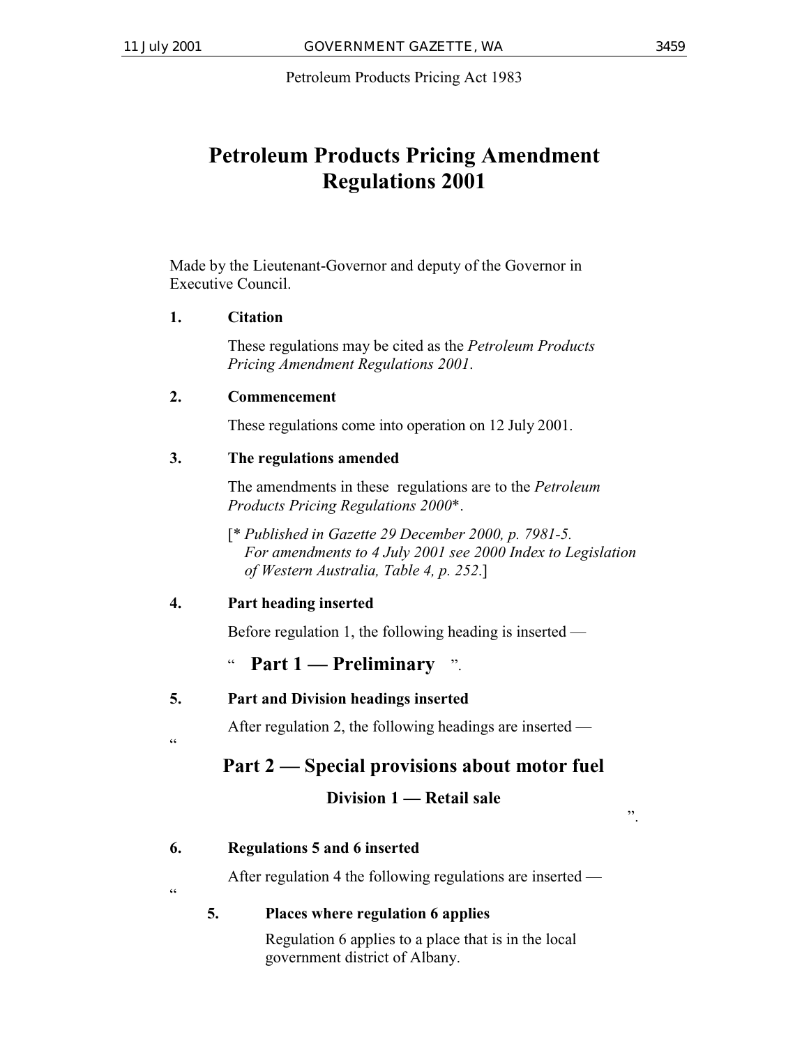Petroleum Products Pricing Act 1983

# Petroleum Products Pricing Amendment Regulations 2001

Made by the Lieutenant-Governor and deputy of the Governor in Executive Council.

**1. Citation**

These regulations may be cited as the *Petroleum Products Pricing Amendment Regulations 2001*.

**2. Commencement**

These regulations come into operation on 12 July 2001.

**3. The regulations amended**

The amendments in these regulations are to the *Petroleum Products Pricing Regulations 2000*\*.

[\* *Published in Gazette 29 December 2000, p. 7981-5. For amendments to 4 July 2001 see 2000 Index to Legislation of Western Australia, Table 4, p. 252.*]

**4. Part heading inserted**

Before regulation 1, the following heading is inserted —

" **Part 1 — Preliminary** ".

**5. Part and Division headings inserted**

After regulation 2, the following headings are inserted —

"

**Part 2 — Special provisions about motor fuel**

**Division 1 — Retail sale**

".

**6. Regulations 5 and 6 inserted**

After regulation 4 the following regulations are inserted —

"

**5. Places where regulation 6 applies**

Regulation 6 applies to a place that is in the local government district of Albany.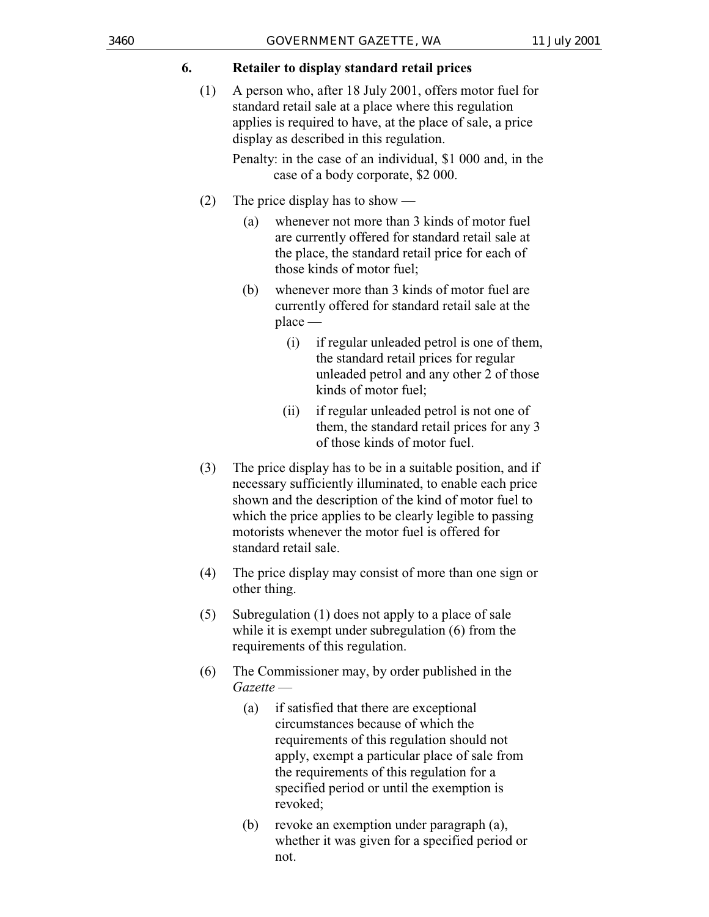### 6. Retailer to display standard retail prices

(1) A person who, after 18 July 2001, offers motor fuel for standard retail sale at a place where this regulation applies is required to have, at the place of sale, a price display as described in this regulation.

Penalty: in the case of an individual, $1 000 and, in the case of a body corporate, $2 000.

(2) The price display has to show —

- (a) whenever not more than 3 kinds of motor fuel are currently offered for standard retail sale at the place, the standard retail price for each of those kinds of motor fuel;
- (b) whenever more than 3 kinds of motor fuel are currently offered for standard retail sale at the place —
  - (i) if regular unleaded petrol is one of them, the standard retail prices for regular unleaded petrol and any other 2 of those kinds of motor fuel;
  - (ii) if regular unleaded petrol is not one of them, the standard retail prices for any 3 of those kinds of motor fuel.

(3) The price display has to be in a suitable position, and if necessary sufficiently illuminated, to enable each price shown and the description of the kind of motor fuel to which the price applies to be clearly legible to passing motorists whenever the motor fuel is offered for standard retail sale.

(4) The price display may consist of more than one sign or other thing.

(5) Subregulation (1) does not apply to a place of sale while it is exempt under subregulation (6) from the requirements of this regulation.

(6) The Commissioner may, by order published in the *Gazette* —

- (a) if satisfied that there are exceptional circumstances because of which the requirements of this regulation should not apply, exempt a particular place of sale from the requirements of this regulation for a specified period or until the exemption is revoked;
- (b) revoke an exemption under paragraph (a), whether it was given for a specified period or not.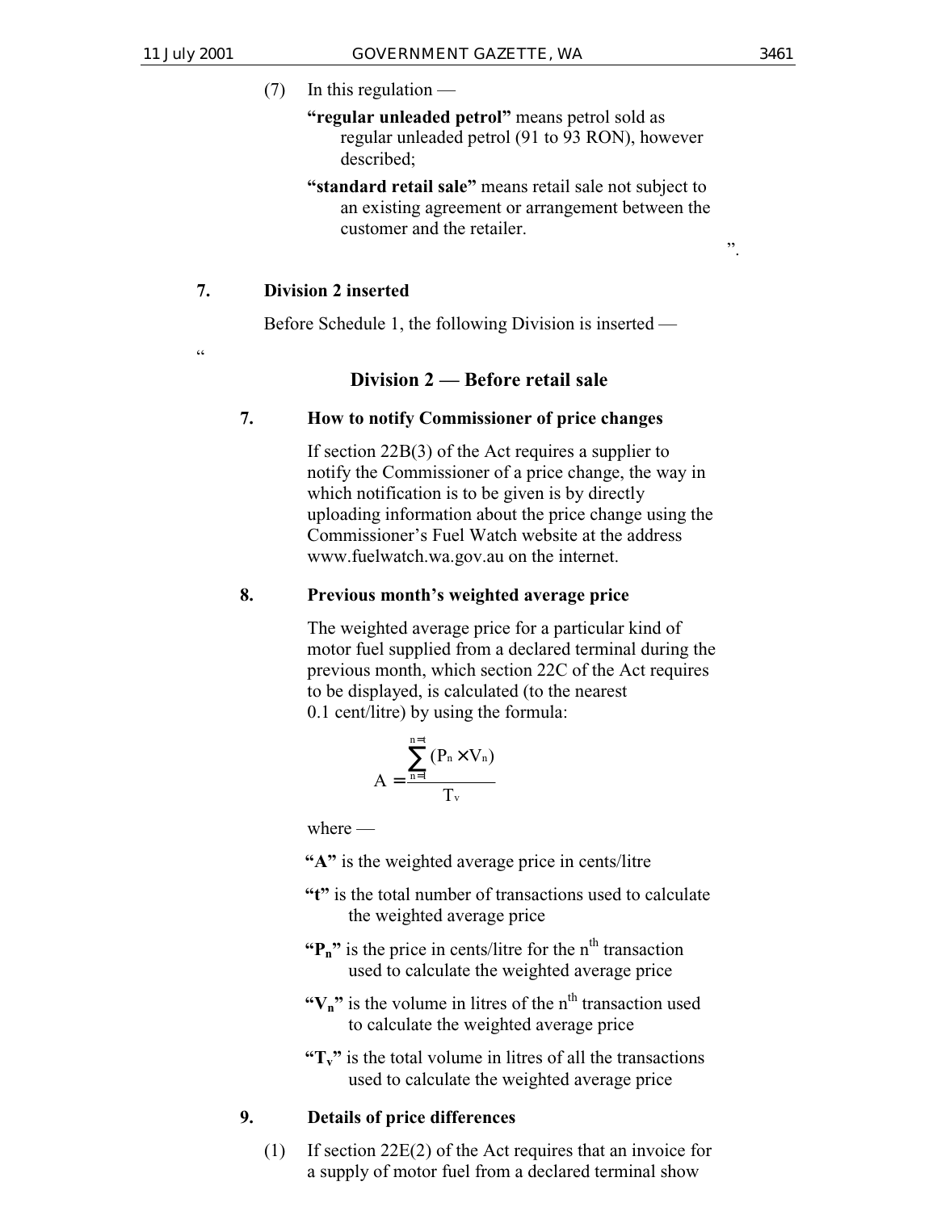(7) In this regulation —

**"regular unleaded petrol"** means petrol sold as regular unleaded petrol (91 to 93 RON), however described;

**"standard retail sale"** means retail sale not subject to an existing agreement or arrangement between the customer and the retailer.

".

**7. Division 2 inserted**

Before Schedule 1, the following Division is inserted —

"

## Division 2 — Before retail sale

**7. How to notify Commissioner of price changes**

If section 22B(3) of the Act requires a supplier to notify the Commissioner of a price change, the way in which notification is to be given is by directly uploading information about the price change using the Commissioner's Fuel Watch website at the address www.fuelwatch.wa.gov.au on the internet.

**8. Previous month's weighted average price**

The weighted average price for a particular kind of motor fuel supplied from a declared terminal during the previous month, which section 22C of the Act requires to be displayed, is calculated (to the nearest 0.1 cent/litre) by using the formula:

$$A = \frac{\sum_{n=1}^{n=t} (P_n \times V_n)}{T_v}$$

where —

**"A"** is the weighted average price in cents/litre

**"t"** is the total number of transactions used to calculate the weighted average price

**"$P_n$"** is the price in cents/litre for the $n^{th}$ transaction used to calculate the weighted average price

**"$V_n$"** is the volume in litres of the $n^{th}$ transaction used to calculate the weighted average price

**"$T_v$"** is the total volume in litres of all the transactions used to calculate the weighted average price

**9. Details of price differences**

(1) If section 22E(2) of the Act requires that an invoice for a supply of motor fuel from a declared terminal show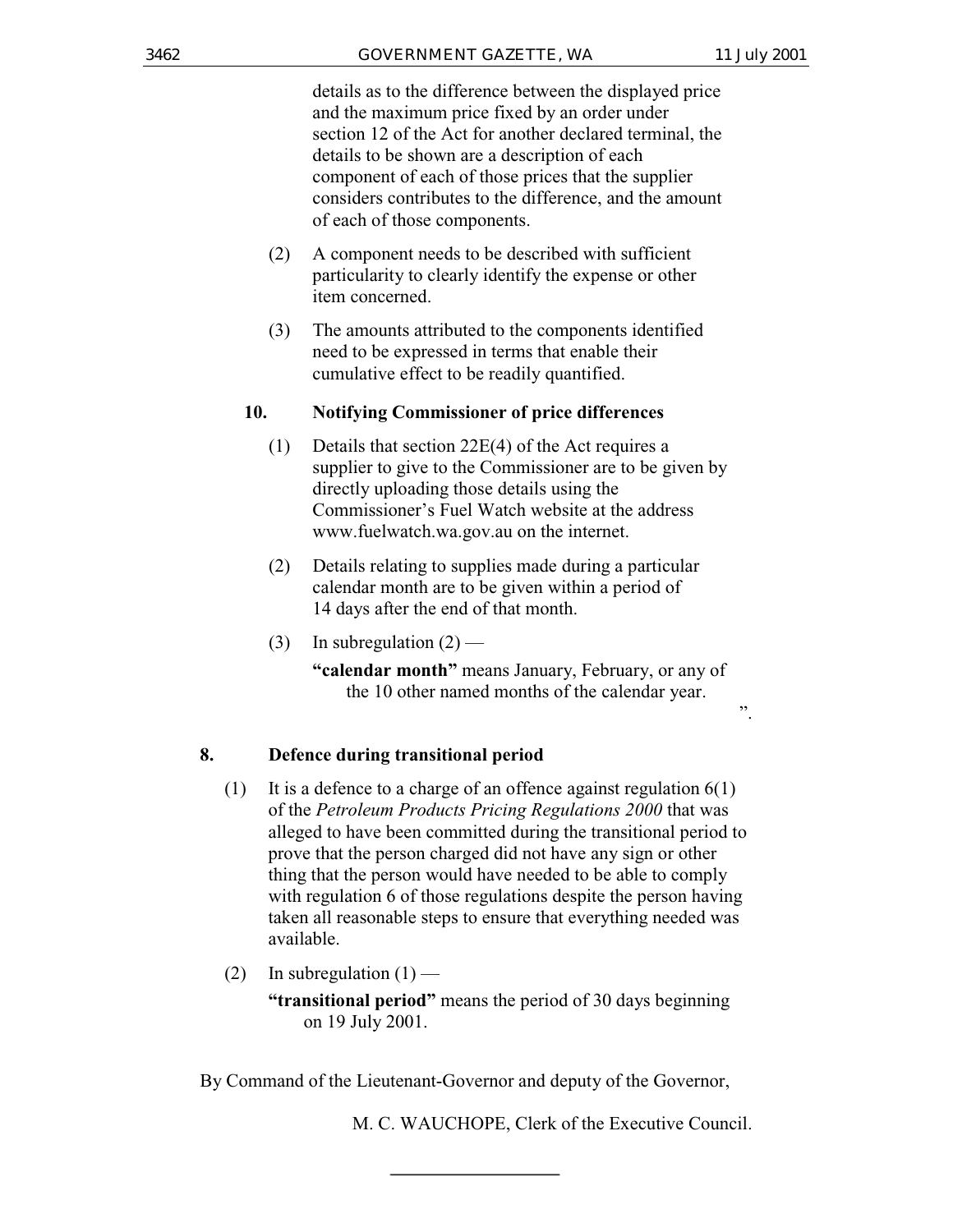details as to the difference between the displayed price and the maximum price fixed by an order under section 12 of the Act for another declared terminal, the details to be shown are a description of each component of each of those prices that the supplier considers contributes to the difference, and the amount of each of those components.

(2) A component needs to be described with sufficient particularity to clearly identify the expense or other item concerned.

(3) The amounts attributed to the components identified need to be expressed in terms that enable their cumulative effect to be readily quantified.

**10. Notifying Commissioner of price differences**

(1) Details that section 22E(4) of the Act requires a supplier to give to the Commissioner are to be given by directly uploading those details using the Commissioner's Fuel Watch website at the address www.fuelwatch.wa.gov.au on the internet.

(2) Details relating to supplies made during a particular calendar month are to be given within a period of 14 days after the end of that month.

(3) In subregulation (2) —

**"calendar month"** means January, February, or any of the 10 other named months of the calendar year.

".

**8. Defence during transitional period**

(1) It is a defence to a charge of an offence against regulation 6(1) of the *Petroleum Products Pricing Regulations 2000* that was alleged to have been committed during the transitional period to prove that the person charged did not have any sign or other thing that the person would have needed to be able to comply with regulation 6 of those regulations despite the person having taken all reasonable steps to ensure that everything needed was available.

(2) In subregulation (1) —

**"transitional period"** means the period of 30 days beginning on 19 July 2001.

By Command of the Lieutenant-Governor and deputy of the Governor,

M. C. WAUCHOPE, Clerk of the Executive Council.

---